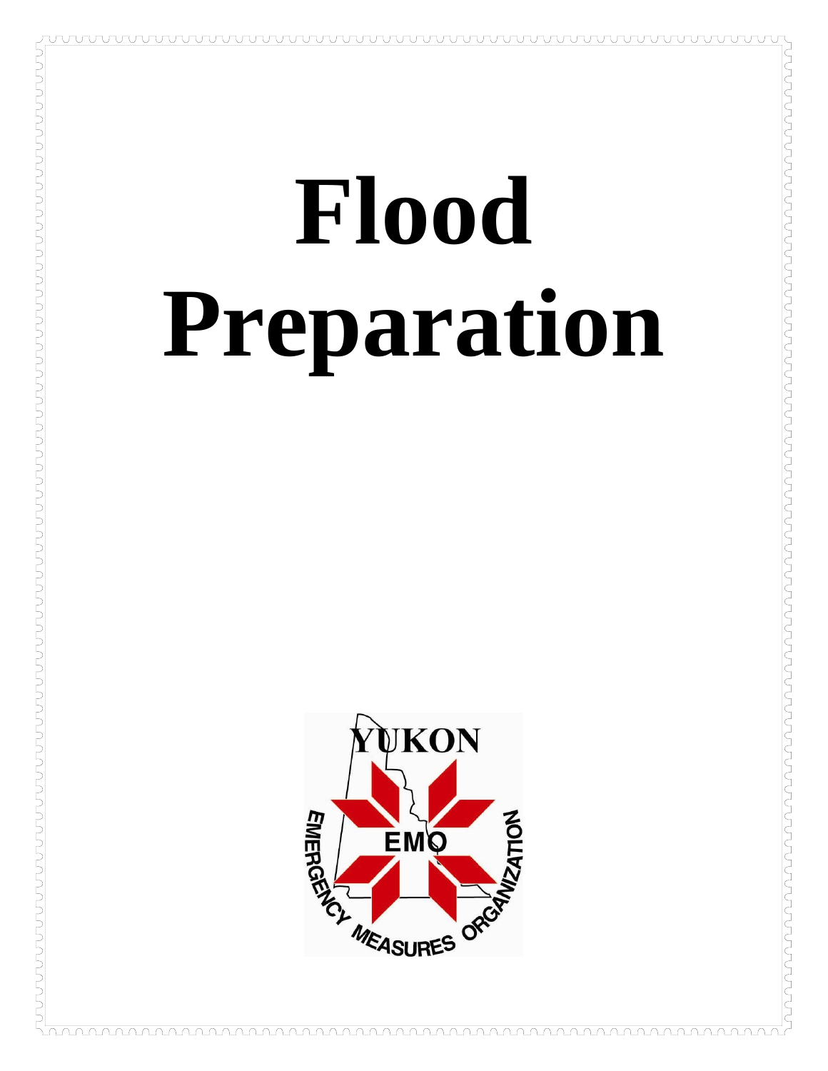# Flood Preparation

YUKON

EMO

EMERGENCY MEASURES ORGANIZATION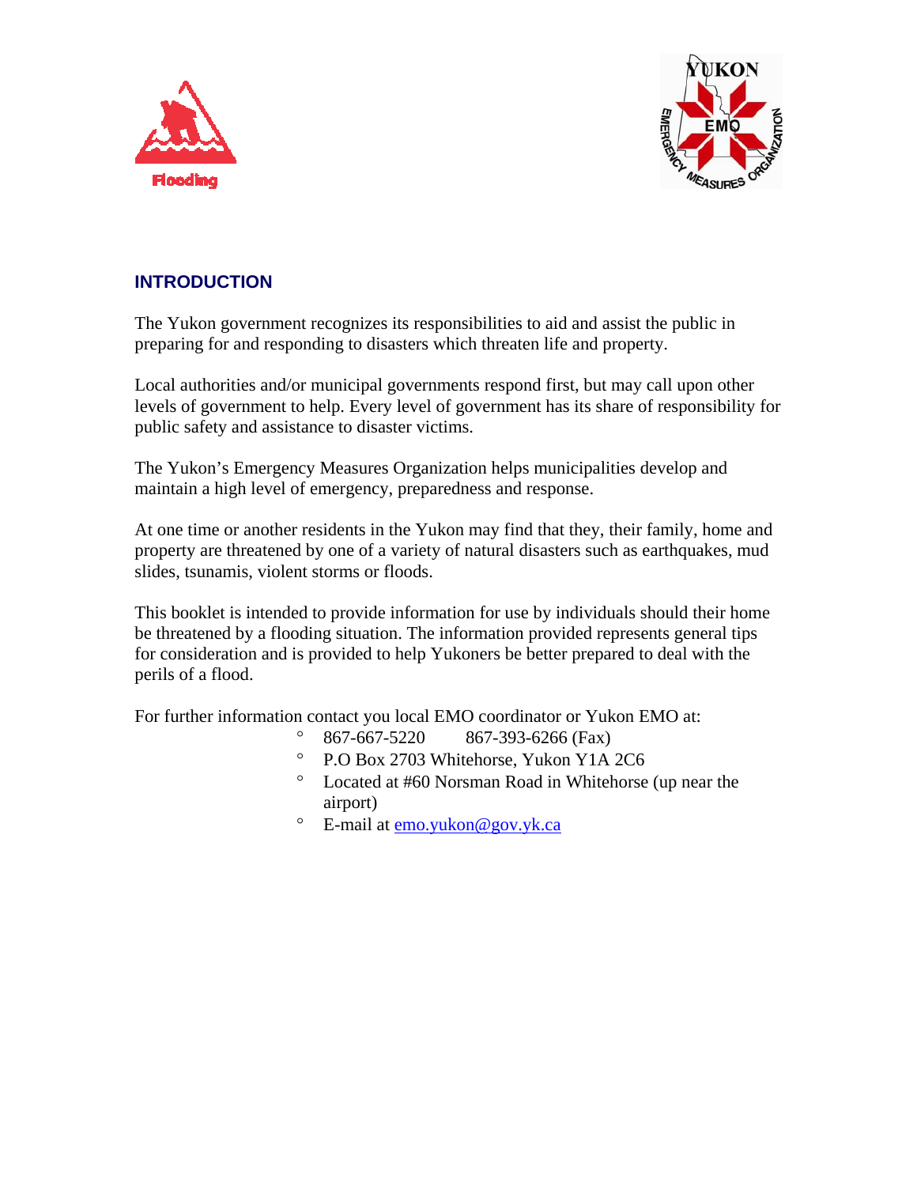Flooding

## INTRODUCTION

The Yukon government recognizes its responsibilities to aid and assist the public in preparing for and responding to disasters which threaten life and property.

Local authorities and/or municipal governments respond first, but may call upon other levels of government to help. Every level of government has its share of responsibility for public safety and assistance to disaster victims.

The Yukon's Emergency Measures Organization helps municipalities develop and maintain a high level of emergency, preparedness and response.

At one time or another residents in the Yukon may find that they, their family, home and property are threatened by one of a variety of natural disasters such as earthquakes, mud slides, tsunamis, violent storms or floods.

This booklet is intended to provide information for use by individuals should their home be threatened by a flooding situation. The information provided represents general tips for consideration and is provided to help Yukoners be better prepared to deal with the perils of a flood.

For further information contact you local EMO coordinator or Yukon EMO at:

- 867-667-5220 867-393-6266 (Fax)
- P.O Box 2703 Whitehorse, Yukon Y1A 2C6
- Located at #60 Norsman Road in Whitehorse (up near the airport)
- E-mail at emo.yukon@gov.yk.ca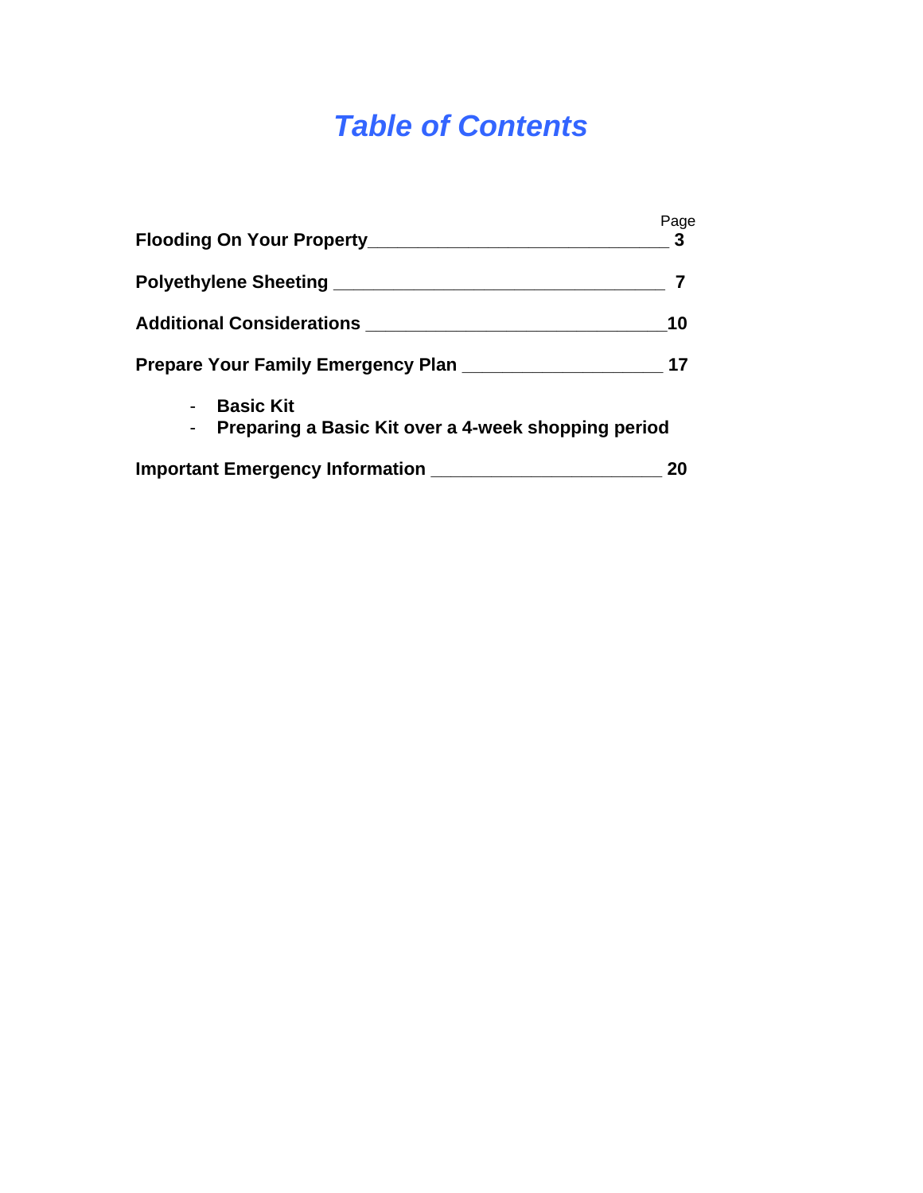# *Table of Contents*

| | Page |
|---|---|
| **Flooding On Your Property** | **3** |
| **Polyethylene Sheeting** | **7** |
| **Additional Considerations** | **10** |
| **Prepare Your Family Emergency Plan** | **17** |
| - **Basic Kit** | |
| - **Preparing a Basic Kit over a 4-week shopping period** | |
| **Important Emergency Information** | **20** |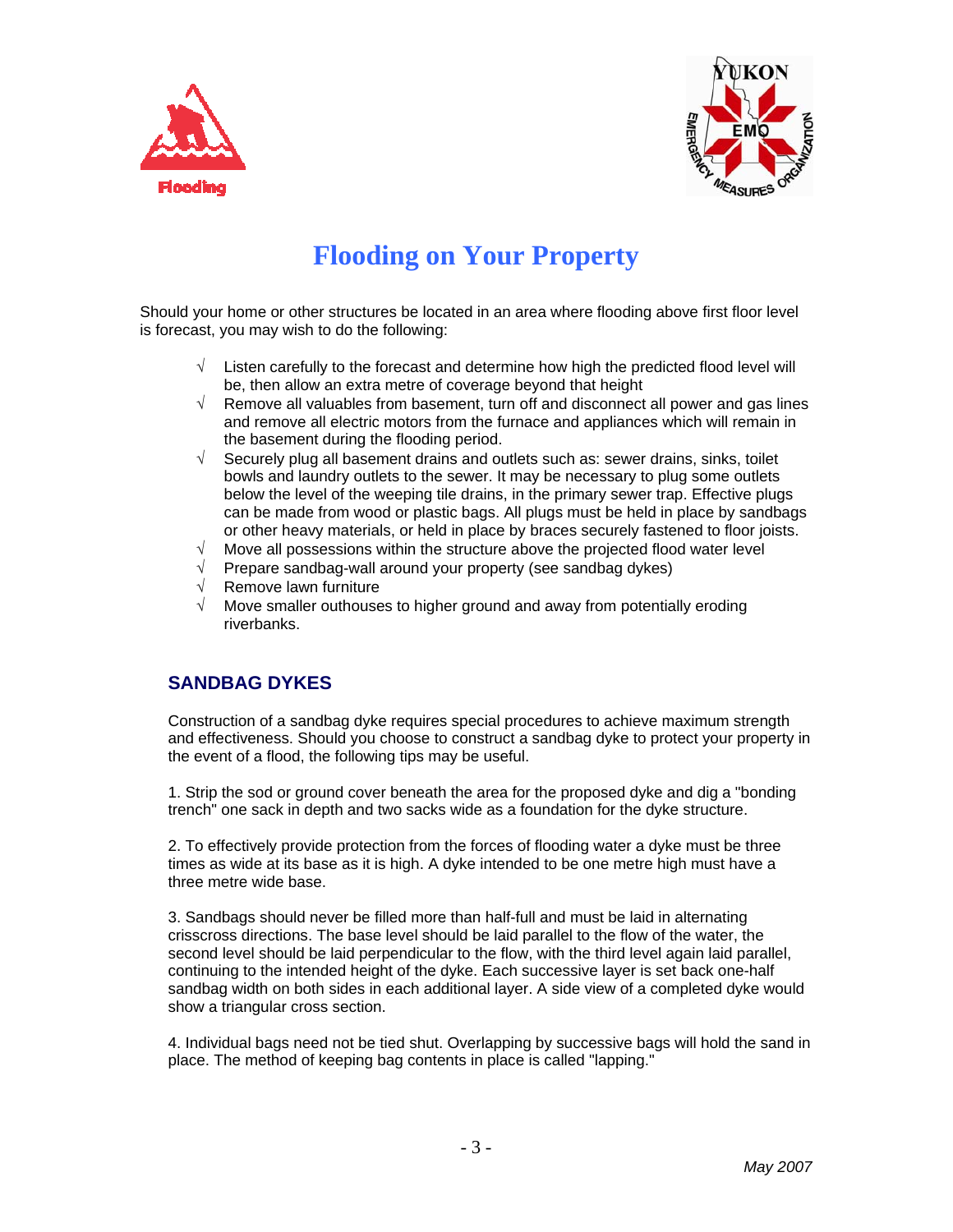# Flooding on Your Property

Should your home or other structures be located in an area where flooding above first floor level is forecast, you may wish to do the following:

- √ Listen carefully to the forecast and determine how high the predicted flood level will be, then allow an extra metre of coverage beyond that height
- √ Remove all valuables from basement, turn off and disconnect all power and gas lines and remove all electric motors from the furnace and appliances which will remain in the basement during the flooding period.
- √ Securely plug all basement drains and outlets such as: sewer drains, sinks, toilet bowls and laundry outlets to the sewer. It may be necessary to plug some outlets below the level of the weeping tile drains, in the primary sewer trap. Effective plugs can be made from wood or plastic bags. All plugs must be held in place by sandbags or other heavy materials, or held in place by braces securely fastened to floor joists.
- √ Move all possessions within the structure above the projected flood water level
- √ Prepare sandbag-wall around your property (see sandbag dykes)
- √ Remove lawn furniture
- √ Move smaller outhouses to higher ground and away from potentially eroding riverbanks.

## SANDBAG DYKES

Construction of a sandbag dyke requires special procedures to achieve maximum strength and effectiveness. Should you choose to construct a sandbag dyke to protect your property in the event of a flood, the following tips may be useful.

1. Strip the sod or ground cover beneath the area for the proposed dyke and dig a "bonding trench" one sack in depth and two sacks wide as a foundation for the dyke structure.

2. To effectively provide protection from the forces of flooding water a dyke must be three times as wide at its base as it is high. A dyke intended to be one metre high must have a three metre wide base.

3. Sandbags should never be filled more than half-full and must be laid in alternating crisscross directions. The base level should be laid parallel to the flow of the water, the second level should be laid perpendicular to the flow, with the third level again laid parallel, continuing to the intended height of the dyke. Each successive layer is set back one-half sandbag width on both sides in each additional layer. A side view of a completed dyke would show a triangular cross section.

4. Individual bags need not be tied shut. Overlapping by successive bags will hold the sand in place. The method of keeping bag contents in place is called "lapping."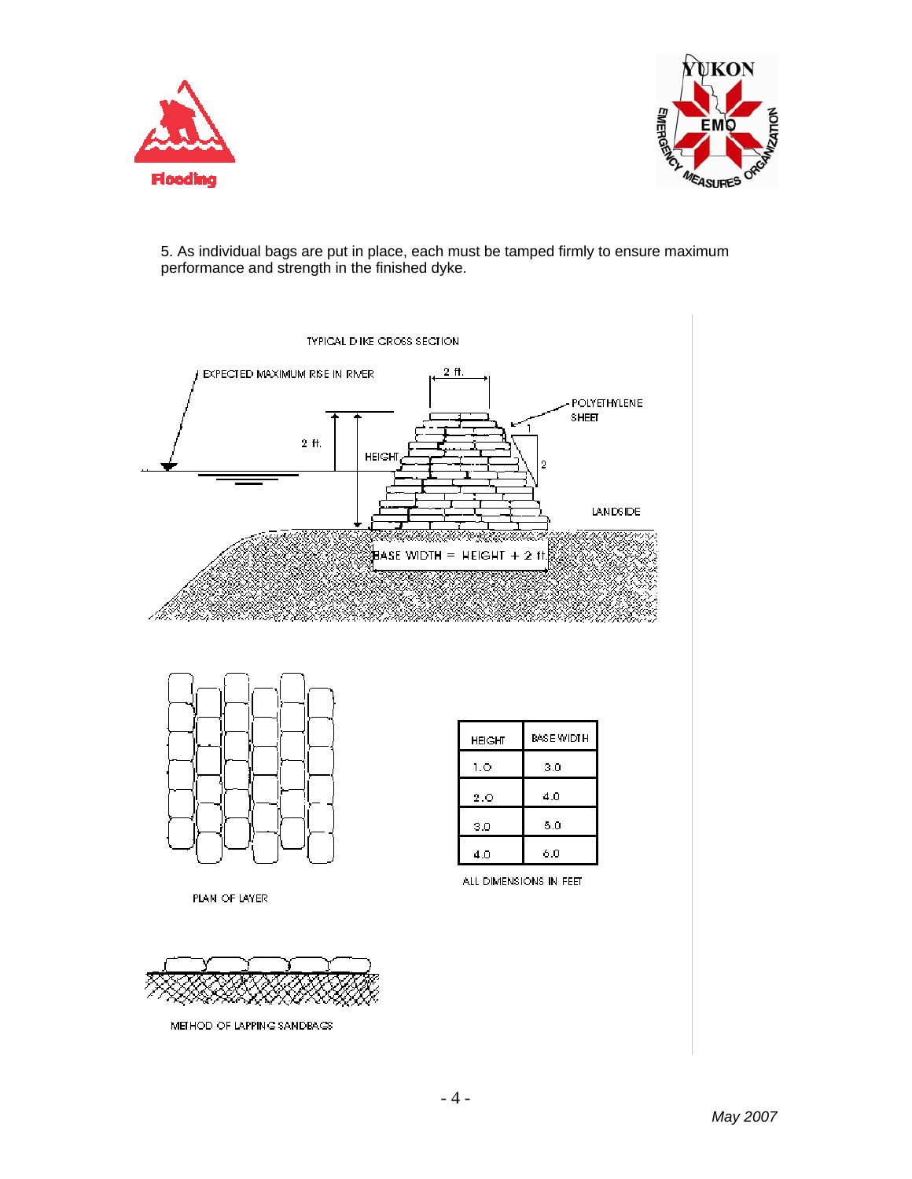5. As individual bags are put in place, each must be tamped firmly to ensure maximum performance and strength in the finished dyke.

TYPICAL DIKE CROSS SECTION

EXPECTED MAXIMUM RISE IN RIVER

2 ft.

POLYETHYLENE SHEET

2 ft.

HEIGHT

1

2

LANDSIDE

BASE WIDTH = HEIGHT + 2 ft.

| HEIGHT | BASE WIDTH |
| --- | --- |
| 1.0 | 3.0 |
| 2.0 | 4.0 |
| 3.0 | 5.0 |
| 4.0 | 6.0 |

ALL DIMENSIONS IN FEET

PLAN OF LAYER

METHOD OF LAPPING SANDBAGS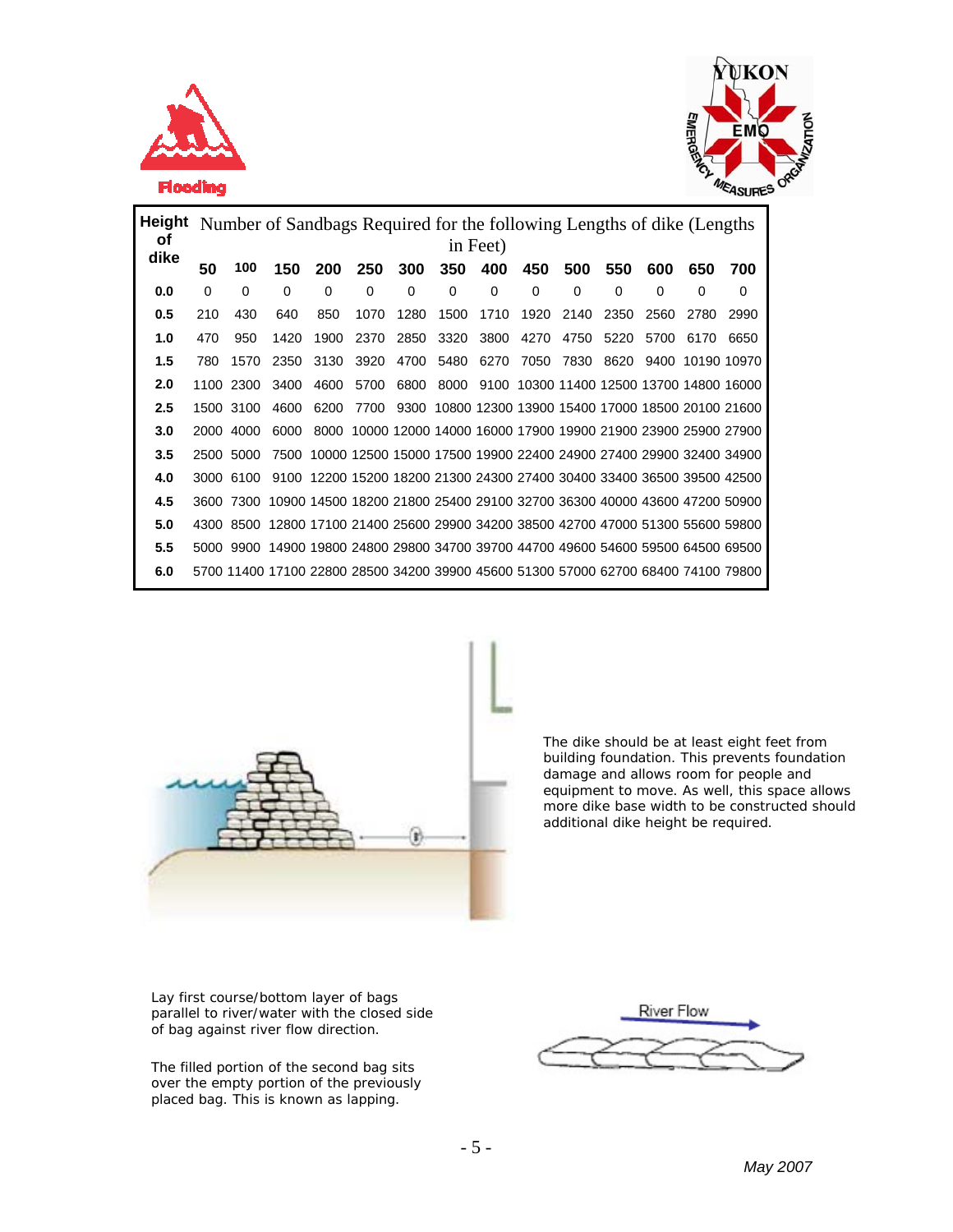Flooding

| Height of dike | Number of Sandbags Required for the following Lengths of dike (Lengths in Feet) | | | | | | | | | | | | | |
|---|---|---|---|---|---|---|---|---|---|---|---|---|---|---|
| | 50 | 100 | 150 | 200 | 250 | 300 | 350 | 400 | 450 | 500 | 550 | 600 | 650 | 700 |
| 0.0 | 0 | 0 | 0 | 0 | 0 | 0 | 0 | 0 | 0 | 0 | 0 | 0 | 0 | 0 |
| 0.5 | 210 | 430 | 640 | 850 | 1070 | 1280 | 1500 | 1710 | 1920 | 2140 | 2350 | 2560 | 2780 | 2990 |
| 1.0 | 470 | 950 | 1420 | 1900 | 2370 | 2850 | 3320 | 3800 | 4270 | 4750 | 5220 | 5700 | 6170 | 6650 |
| 1.5 | 780 | 1570 | 2350 | 3130 | 3920 | 4700 | 5480 | 6270 | 7050 | 7830 | 8620 | 9400 | 10190 | 10970 |
| 2.0 | 1100 | 2300 | 3400 | 4600 | 5700 | 6800 | 8000 | 9100 | 10300 | 11400 | 12500 | 13700 | 14800 | 16000 |
| 2.5 | 1500 | 3100 | 4600 | 6200 | 7700 | 9300 | 10800 | 12300 | 13900 | 15400 | 17000 | 18500 | 20100 | 21600 |
| 3.0 | 2000 | 4000 | 6000 | 8000 | 10000 | 12000 | 14000 | 16000 | 17900 | 19900 | 21900 | 23900 | 25900 | 27900 |
| 3.5 | 2500 | 5000 | 7500 | 10000 | 12500 | 15000 | 17500 | 19900 | 22400 | 24900 | 27400 | 29900 | 32400 | 34900 |
| 4.0 | 3000 | 6100 | 9100 | 12200 | 15200 | 18200 | 21300 | 24300 | 27400 | 30400 | 33400 | 36500 | 39500 | 42500 |
| 4.5 | 3600 | 7300 | 10900 | 14500 | 18200 | 21800 | 25400 | 29100 | 32700 | 36300 | 40000 | 43600 | 47200 | 50900 |
| 5.0 | 4300 | 8500 | 12800 | 17100 | 21400 | 25600 | 29900 | 34200 | 38500 | 42700 | 47000 | 51300 | 55600 | 59800 |
| 5.5 | 5000 | 9900 | 14900 | 19800 | 24800 | 29800 | 34700 | 39700 | 44700 | 49600 | 54600 | 59500 | 64500 | 69500 |
| 6.0 | 5700 | 11400 | 17100 | 22800 | 28500 | 34200 | 39900 | 45600 | 51300 | 57000 | 62700 | 68400 | 74100 | 79800 |

The dike should be at least eight feet from building foundation. This prevents foundation damage and allows room for people and equipment to move. As well, this space allows more dike base width to be constructed should additional dike height be required.

Lay first course/bottom layer of bags parallel to river/water with the closed side of bag against river flow direction.

The filled portion of the second bag sits over the empty portion of the previously placed bag. This is known as lapping.

River Flow

May 2007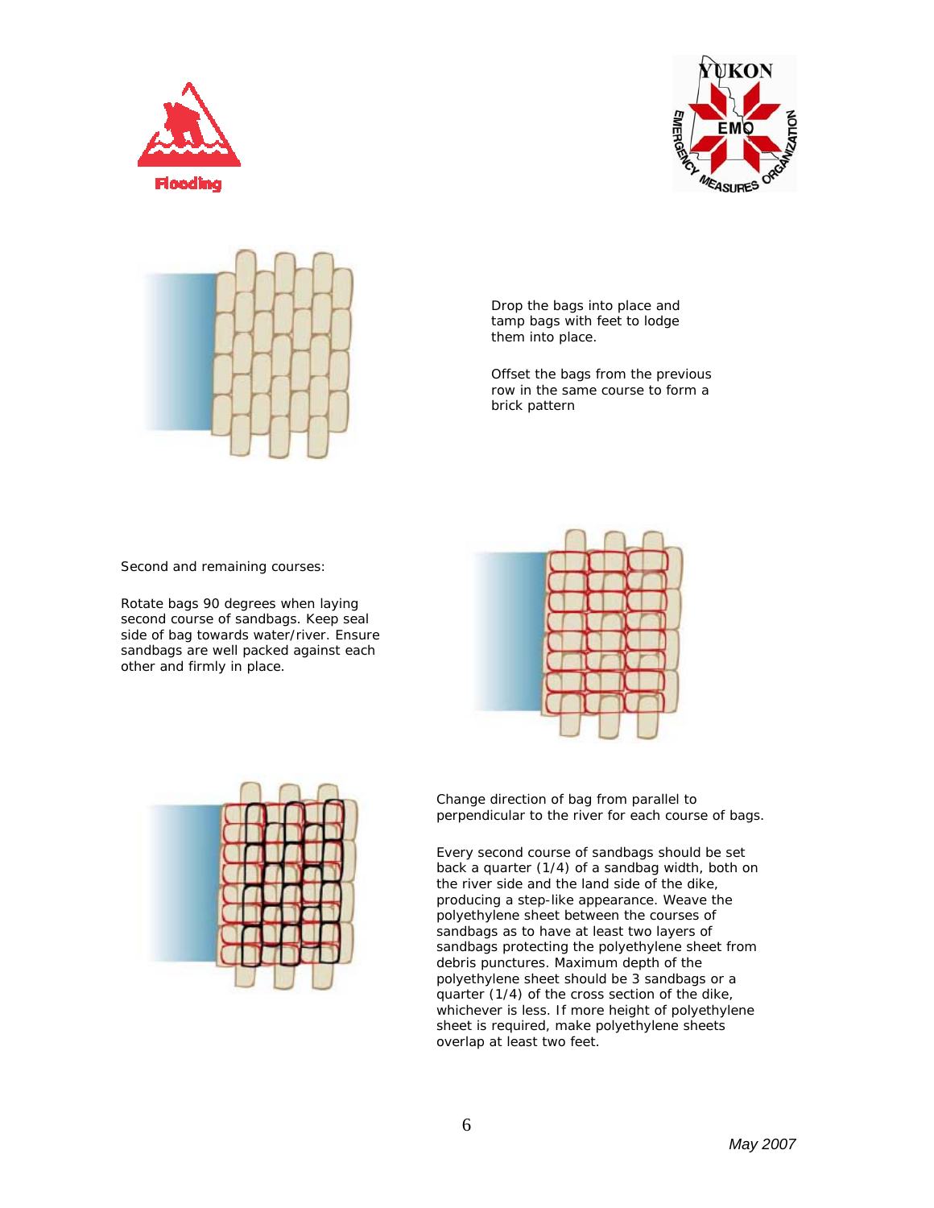Drop the bags into place and tamp bags with feet to lodge them into place.

Offset the bags from the previous row in the same course to form a brick pattern

Second and remaining courses:

Rotate bags 90 degrees when laying second course of sandbags. Keep seal side of bag towards water/river. Ensure sandbags are well packed against each other and firmly in place.

Change direction of bag from parallel to perpendicular to the river for each course of bags.

Every second course of sandbags should be set back a quarter (1/4) of a sandbag width, both on the river side and the land side of the dike, producing a step-like appearance. Weave the polyethylene sheet between the courses of sandbags as to have at least two layers of sandbags protecting the polyethylene sheet from debris punctures. Maximum depth of the polyethylene sheet should be 3 sandbags or a quarter (1/4) of the cross section of the dike, whichever is less. If more height of polyethylene sheet is required, make polyethylene sheets overlap at least two feet.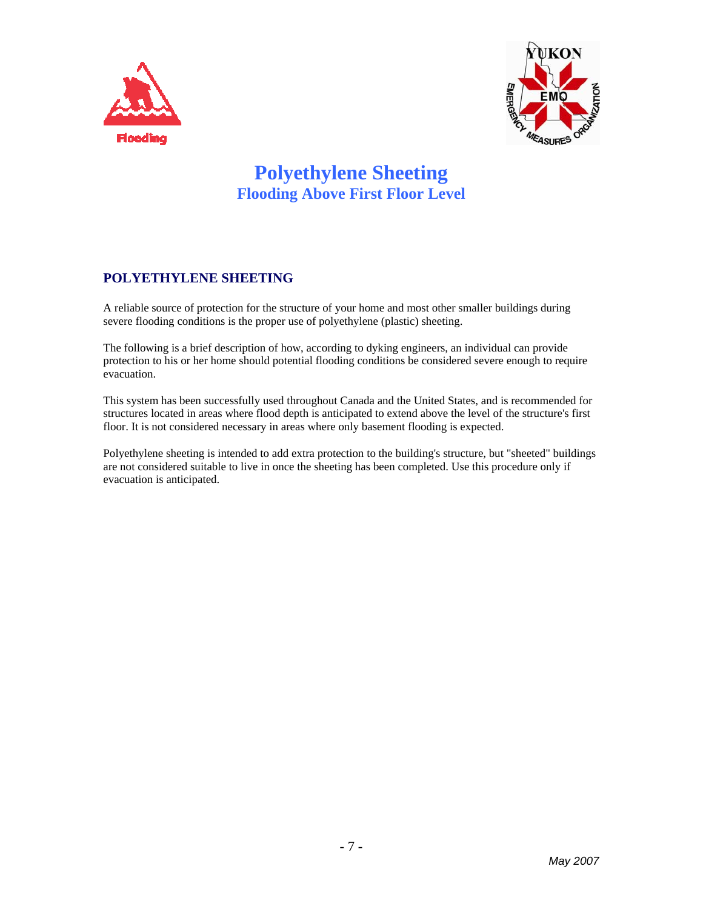# Polyethylene Sheeting

## Flooding Above First Floor Level

### POLYETHYLENE SHEETING

A reliable source of protection for the structure of your home and most other smaller buildings during severe flooding conditions is the proper use of polyethylene (plastic) sheeting.

The following is a brief description of how, according to dyking engineers, an individual can provide protection to his or her home should potential flooding conditions be considered severe enough to require evacuation.

This system has been successfully used throughout Canada and the United States, and is recommended for structures located in areas where flood depth is anticipated to extend above the level of the structure's first floor. It is not considered necessary in areas where only basement flooding is expected.

Polyethylene sheeting is intended to add extra protection to the building's structure, but "sheeted" buildings are not considered suitable to live in once the sheeting has been completed. Use this procedure only if evacuation is anticipated.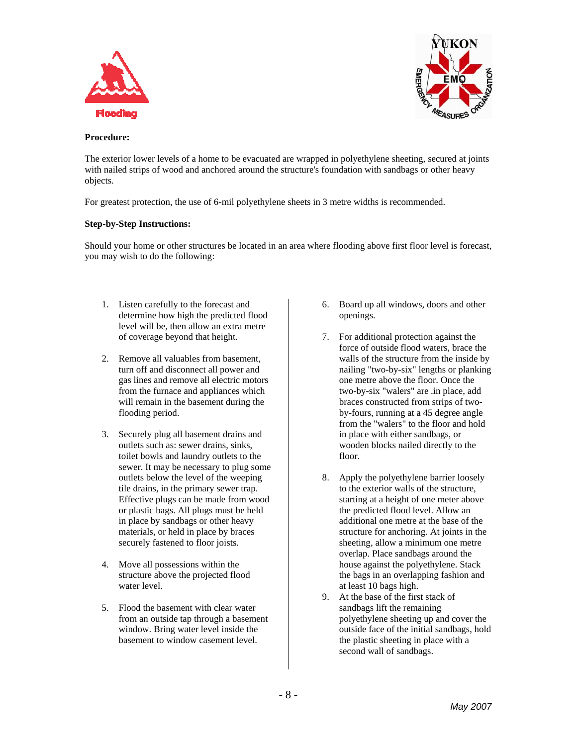Flooding

**Procedure:**

The exterior lower levels of a home to be evacuated are wrapped in polyethylene sheeting, secured at joints with nailed strips of wood and anchored around the structure's foundation with sandbags or other heavy objects.

For greatest protection, the use of 6-mil polyethylene sheets in 3 metre widths is recommended.

**Step-by-Step Instructions:**

Should your home or other structures be located in an area where flooding above first floor level is forecast, you may wish to do the following:

1. Listen carefully to the forecast and determine how high the predicted flood level will be, then allow an extra metre of coverage beyond that height.

2. Remove all valuables from basement, turn off and disconnect all power and gas lines and remove all electric motors from the furnace and appliances which will remain in the basement during the flooding period.

3. Securely plug all basement drains and outlets such as: sewer drains, sinks, toilet bowls and laundry outlets to the sewer. It may be necessary to plug some outlets below the level of the weeping tile drains, in the primary sewer trap. Effective plugs can be made from wood or plastic bags. All plugs must be held in place by sandbags or other heavy materials, or held in place by braces securely fastened to floor joists.

4. Move all possessions within the structure above the projected flood water level.

5. Flood the basement with clear water from an outside tap through a basement window. Bring water level inside the basement to window casement level.

6. Board up all windows, doors and other openings.

7. For additional protection against the force of outside flood waters, brace the walls of the structure from the inside by nailing "two-by-six" lengths or planking one metre above the floor. Once the two-by-six "walers" are .in place, add braces constructed from strips of two-by-fours, running at a 45 degree angle from the "walers" to the floor and hold in place with either sandbags, or wooden blocks nailed directly to the floor.

8. Apply the polyethylene barrier loosely to the exterior walls of the structure, starting at a height of one meter above the predicted flood level. Allow an additional one metre at the base of the structure for anchoring. At joints in the sheeting, allow a minimum one metre overlap. Place sandbags around the house against the polyethylene. Stack the bags in an overlapping fashion and at least 10 bags high.

9. At the base of the first stack of sandbags lift the remaining polyethylene sheeting up and cover the outside face of the initial sandbags, hold the plastic sheeting in place with a second wall of sandbags.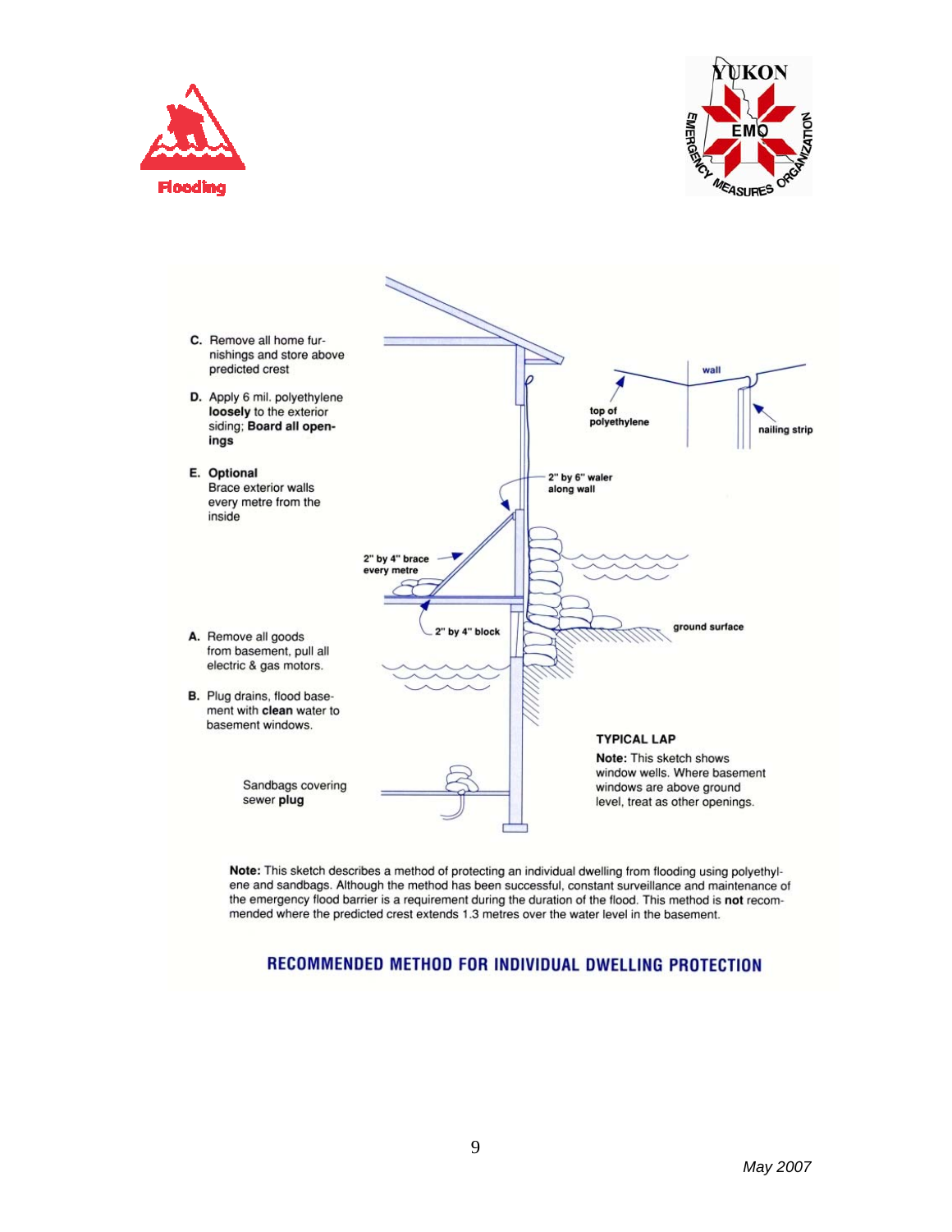**C.** Remove all home furnishings and store above predicted crest

**D.** Apply 6 mil. polyethylene **loosely** to the exterior siding; **Board all openings**

**E. Optional**
Brace exterior walls every metre from the inside

**A.** Remove all goods from basement, pull all electric & gas motors.

**B.** Plug drains, flood basement with **clean** water to basement windows.

Sandbags covering sewer **plug**

top of polyethylene

wall

nailing strip

2" by 6" waler along wall

2" by 4" brace every metre

2" by 4" block

ground surface

**TYPICAL LAP**

**Note:** This sketch shows window wells. Where basement windows are above ground level, treat as other openings.

**Note:** This sketch describes a method of protecting an individual dwelling from flooding using polyethylene and sandbags. Although the method has been successful, constant surveillance and maintenance of the emergency flood barrier is a requirement during the duration of the flood. This method is **not** recommended where the predicted crest extends 1.3 metres over the water level in the basement.

## RECOMMENDED METHOD FOR INDIVIDUAL DWELLING PROTECTION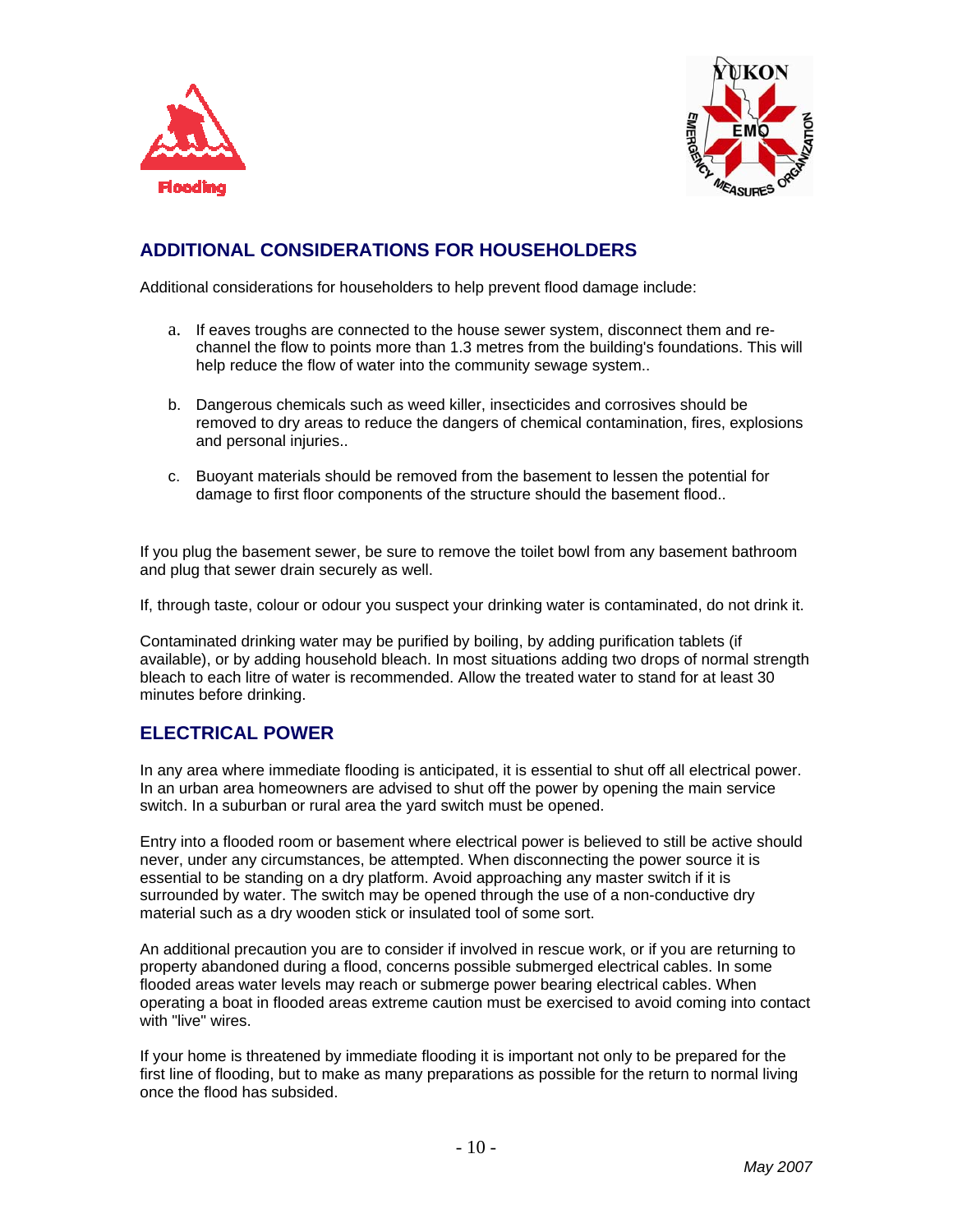## ADDITIONAL CONSIDERATIONS FOR HOUSEHOLDERS

Additional considerations for householders to help prevent flood damage include:

a. If eaves troughs are connected to the house sewer system, disconnect them and re-channel the flow to points more than 1.3 metres from the building's foundations. This will help reduce the flow of water into the community sewage system..

b. Dangerous chemicals such as weed killer, insecticides and corrosives should be removed to dry areas to reduce the dangers of chemical contamination, fires, explosions and personal injuries..

c. Buoyant materials should be removed from the basement to lessen the potential for damage to first floor components of the structure should the basement flood..

If you plug the basement sewer, be sure to remove the toilet bowl from any basement bathroom and plug that sewer drain securely as well.

If, through taste, colour or odour you suspect your drinking water is contaminated, do not drink it.

Contaminated drinking water may be purified by boiling, by adding purification tablets (if available), or by adding household bleach. In most situations adding two drops of normal strength bleach to each litre of water is recommended. Allow the treated water to stand for at least 30 minutes before drinking.

## ELECTRICAL POWER

In any area where immediate flooding is anticipated, it is essential to shut off all electrical power. In an urban area homeowners are advised to shut off the power by opening the main service switch. In a suburban or rural area the yard switch must be opened.

Entry into a flooded room or basement where electrical power is believed to still be active should never, under any circumstances, be attempted. When disconnecting the power source it is essential to be standing on a dry platform. Avoid approaching any master switch if it is surrounded by water. The switch may be opened through the use of a non-conductive dry material such as a dry wooden stick or insulated tool of some sort.

An additional precaution you are to consider if involved in rescue work, or if you are returning to property abandoned during a flood, concerns possible submerged electrical cables. In some flooded areas water levels may reach or submerge power bearing electrical cables. When operating a boat in flooded areas extreme caution must be exercised to avoid coming into contact with "live" wires.

If your home is threatened by immediate flooding it is important not only to be prepared for the first line of flooding, but to make as many preparations as possible for the return to normal living once the flood has subsided.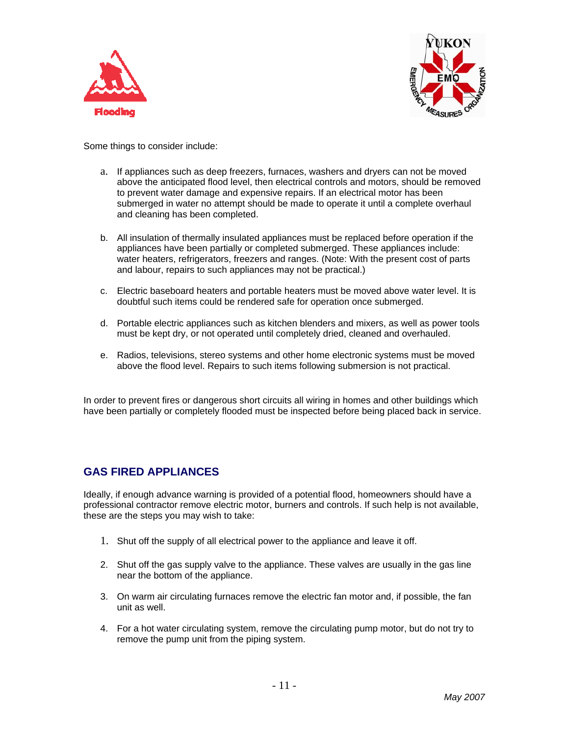Some things to consider include:

a. If appliances such as deep freezers, furnaces, washers and dryers can not be moved above the anticipated flood level, then electrical controls and motors, should be removed to prevent water damage and expensive repairs. If an electrical motor has been submerged in water no attempt should be made to operate it until a complete overhaul and cleaning has been completed.

b. All insulation of thermally insulated appliances must be replaced before operation if the appliances have been partially or completed submerged. These appliances include: water heaters, refrigerators, freezers and ranges. (Note: With the present cost of parts and labour, repairs to such appliances may not be practical.)

c. Electric baseboard heaters and portable heaters must be moved above water level. It is doubtful such items could be rendered safe for operation once submerged.

d. Portable electric appliances such as kitchen blenders and mixers, as well as power tools must be kept dry, or not operated until completely dried, cleaned and overhauled.

e. Radios, televisions, stereo systems and other home electronic systems must be moved above the flood level. Repairs to such items following submersion is not practical.

In order to prevent fires or dangerous short circuits all wiring in homes and other buildings which have been partially or completely flooded must be inspected before being placed back in service.

## GAS FIRED APPLIANCES

Ideally, if enough advance warning is provided of a potential flood, homeowners should have a professional contractor remove electric motor, burners and controls. If such help is not available, these are the steps you may wish to take:

1. Shut off the supply of all electrical power to the appliance and leave it off.

2. Shut off the gas supply valve to the appliance. These valves are usually in the gas line near the bottom of the appliance.

3. On warm air circulating furnaces remove the electric fan motor and, if possible, the fan unit as well.

4. For a hot water circulating system, remove the circulating pump motor, but do not try to remove the pump unit from the piping system.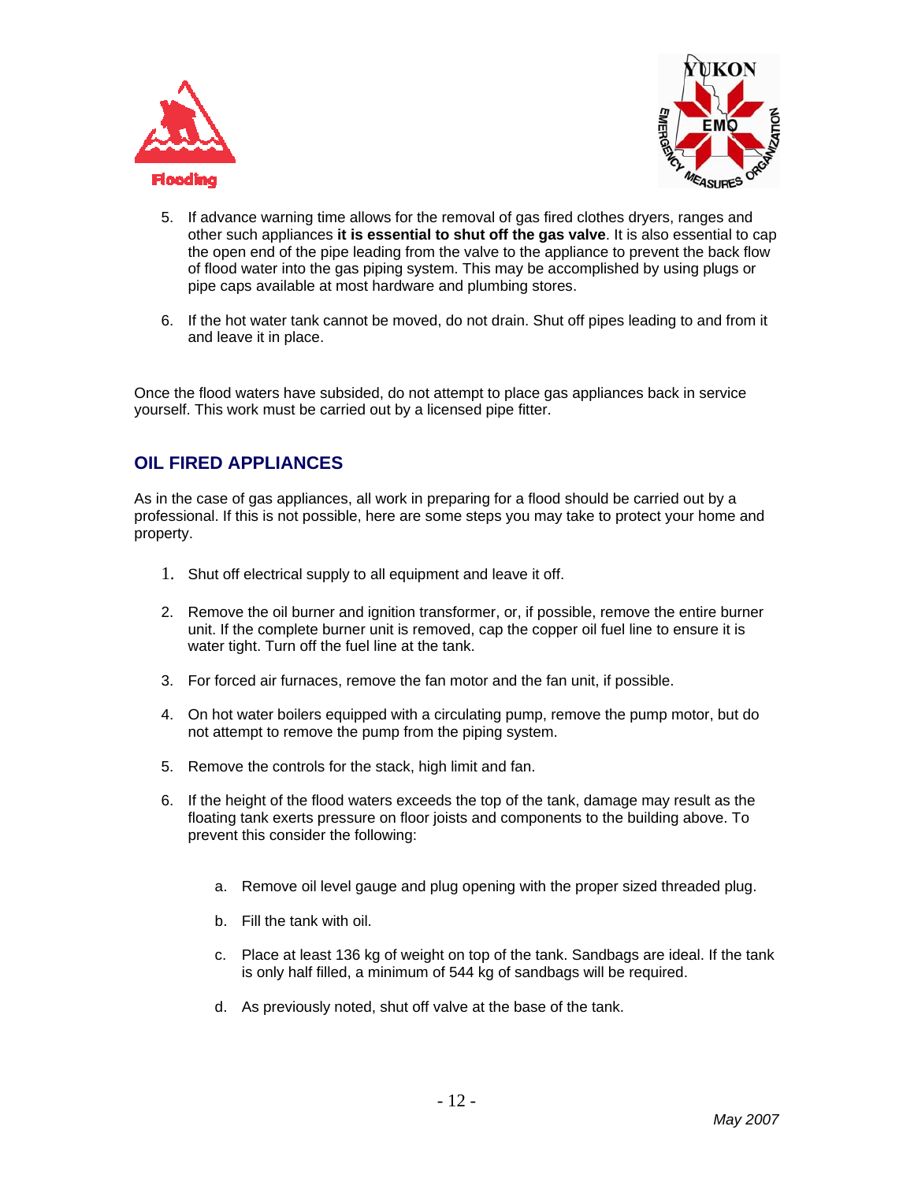5. If advance warning time allows for the removal of gas fired clothes dryers, ranges and other such appliances **it is essential to shut off the gas valve**. It is also essential to cap the open end of the pipe leading from the valve to the appliance to prevent the back flow of flood water into the gas piping system. This may be accomplished by using plugs or pipe caps available at most hardware and plumbing stores.

6. If the hot water tank cannot be moved, do not drain. Shut off pipes leading to and from it and leave it in place.

Once the flood waters have subsided, do not attempt to place gas appliances back in service yourself. This work must be carried out by a licensed pipe fitter.

## OIL FIRED APPLIANCES

As in the case of gas appliances, all work in preparing for a flood should be carried out by a professional. If this is not possible, here are some steps you may take to protect your home and property.

1. Shut off electrical supply to all equipment and leave it off.

2. Remove the oil burner and ignition transformer, or, if possible, remove the entire burner unit. If the complete burner unit is removed, cap the copper oil fuel line to ensure it is water tight. Turn off the fuel line at the tank.

3. For forced air furnaces, remove the fan motor and the fan unit, if possible.

4. On hot water boilers equipped with a circulating pump, remove the pump motor, but do not attempt to remove the pump from the piping system.

5. Remove the controls for the stack, high limit and fan.

6. If the height of the flood waters exceeds the top of the tank, damage may result as the floating tank exerts pressure on floor joists and components to the building above. To prevent this consider the following:

   a. Remove oil level gauge and plug opening with the proper sized threaded plug.

   b. Fill the tank with oil.

   c. Place at least 136 kg of weight on top of the tank. Sandbags are ideal. If the tank is only half filled, a minimum of 544 kg of sandbags will be required.

   d. As previously noted, shut off valve at the base of the tank.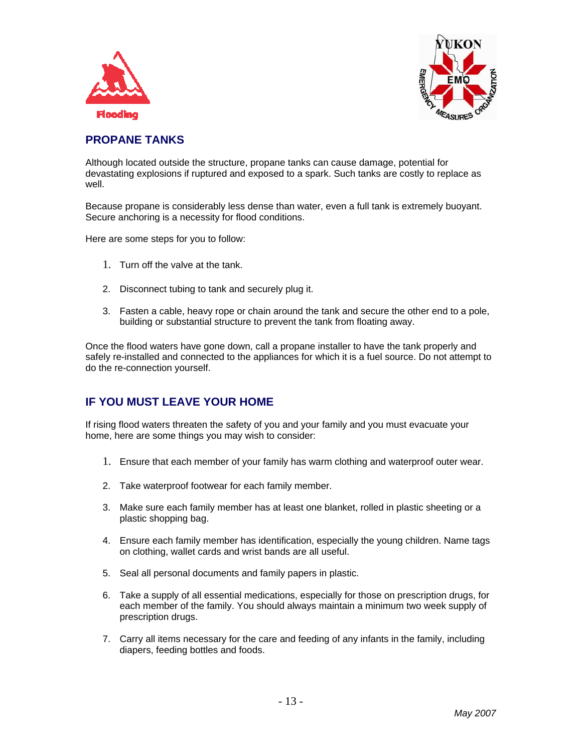## PROPANE TANKS

Although located outside the structure, propane tanks can cause damage, potential for devastating explosions if ruptured and exposed to a spark. Such tanks are costly to replace as well.

Because propane is considerably less dense than water, even a full tank is extremely buoyant. Secure anchoring is a necessity for flood conditions.

Here are some steps for you to follow:

1. Turn off the valve at the tank.
2. Disconnect tubing to tank and securely plug it.
3. Fasten a cable, heavy rope or chain around the tank and secure the other end to a pole, building or substantial structure to prevent the tank from floating away.

Once the flood waters have gone down, call a propane installer to have the tank properly and safely re-installed and connected to the appliances for which it is a fuel source. Do not attempt to do the re-connection yourself.

## IF YOU MUST LEAVE YOUR HOME

If rising flood waters threaten the safety of you and your family and you must evacuate your home, here are some things you may wish to consider:

1. Ensure that each member of your family has warm clothing and waterproof outer wear.
2. Take waterproof footwear for each family member.
3. Make sure each family member has at least one blanket, rolled in plastic sheeting or a plastic shopping bag.
4. Ensure each family member has identification, especially the young children. Name tags on clothing, wallet cards and wrist bands are all useful.
5. Seal all personal documents and family papers in plastic.
6. Take a supply of all essential medications, especially for those on prescription drugs, for each member of the family. You should always maintain a minimum two week supply of prescription drugs.
7. Carry all items necessary for the care and feeding of any infants in the family, including diapers, feeding bottles and foods.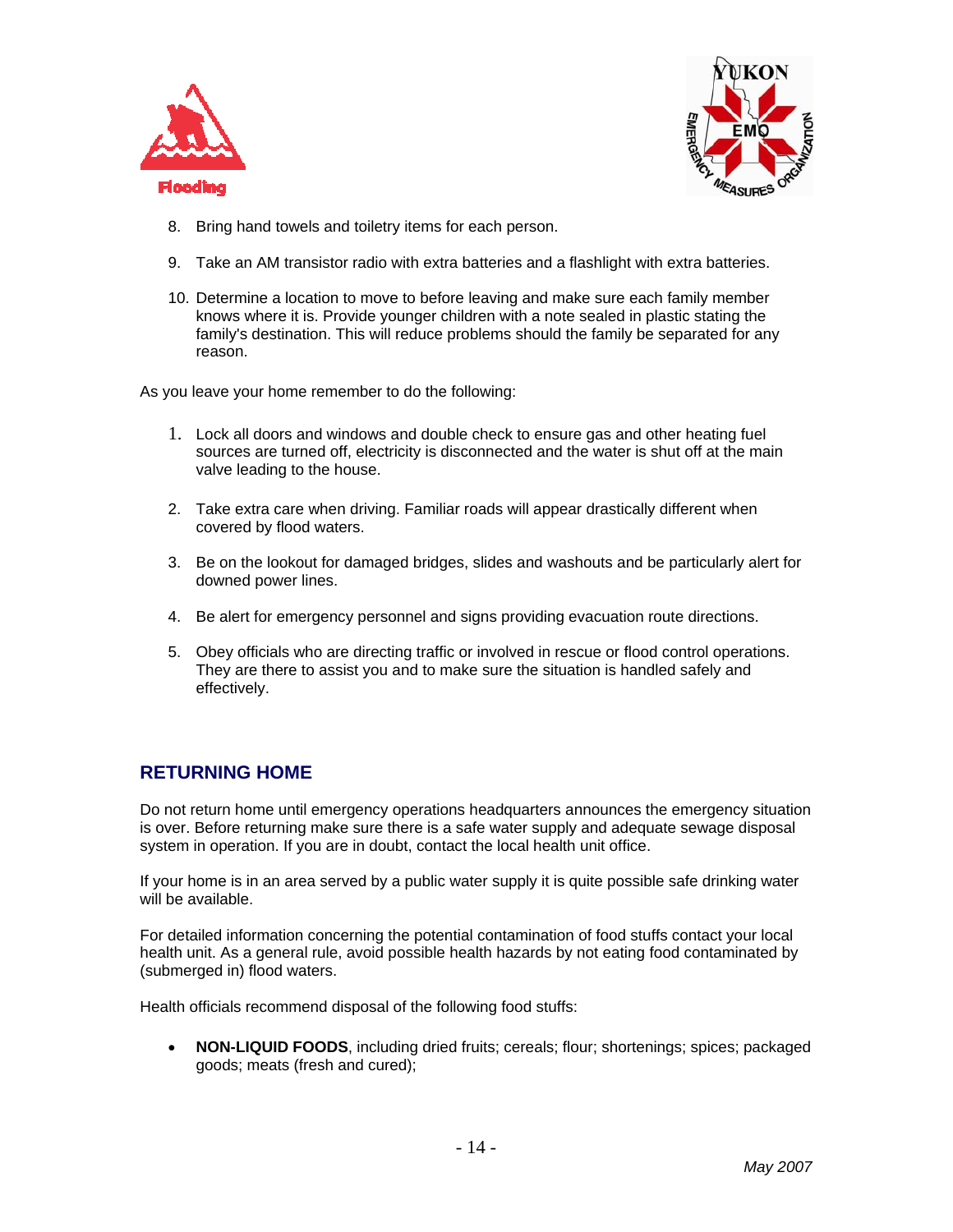8. Bring hand towels and toiletry items for each person.
9. Take an AM transistor radio with extra batteries and a flashlight with extra batteries.
10. Determine a location to move to before leaving and make sure each family member knows where it is. Provide younger children with a note sealed in plastic stating the family's destination. This will reduce problems should the family be separated for any reason.

As you leave your home remember to do the following:

1. Lock all doors and windows and double check to ensure gas and other heating fuel sources are turned off, electricity is disconnected and the water is shut off at the main valve leading to the house.
2. Take extra care when driving. Familiar roads will appear drastically different when covered by flood waters.
3. Be on the lookout for damaged bridges, slides and washouts and be particularly alert for downed power lines.
4. Be alert for emergency personnel and signs providing evacuation route directions.
5. Obey officials who are directing traffic or involved in rescue or flood control operations. They are there to assist you and to make sure the situation is handled safely and effectively.

## RETURNING HOME

Do not return home until emergency operations headquarters announces the emergency situation is over. Before returning make sure there is a safe water supply and adequate sewage disposal system in operation. If you are in doubt, contact the local health unit office.

If your home is in an area served by a public water supply it is quite possible safe drinking water will be available.

For detailed information concerning the potential contamination of food stuffs contact your local health unit. As a general rule, avoid possible health hazards by not eating food contaminated by (submerged in) flood waters.

Health officials recommend disposal of the following food stuffs:

- **NON-LIQUID FOODS**, including dried fruits; cereals; flour; shortenings; spices; packaged goods; meats (fresh and cured);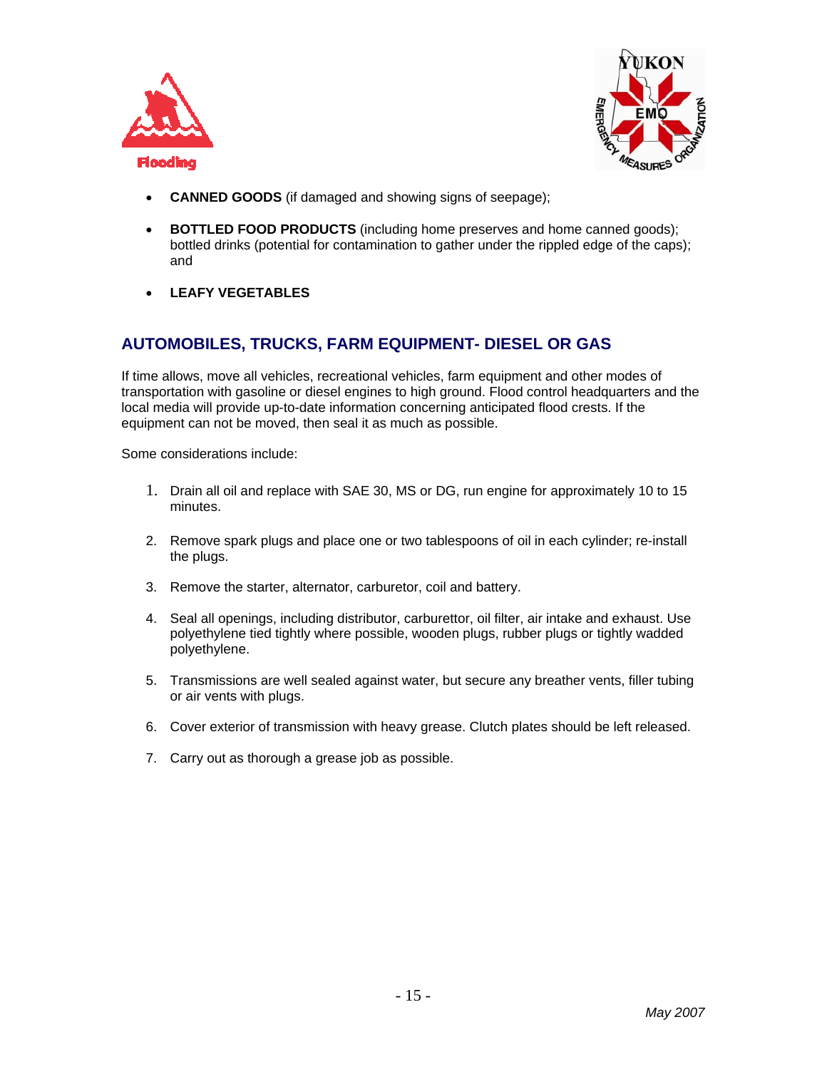- **CANNED GOODS** (if damaged and showing signs of seepage);
- **BOTTLED FOOD PRODUCTS** (including home preserves and home canned goods); bottled drinks (potential for contamination to gather under the rippled edge of the caps); and
- **LEAFY VEGETABLES**

## AUTOMOBILES, TRUCKS, FARM EQUIPMENT- DIESEL OR GAS

If time allows, move all vehicles, recreational vehicles, farm equipment and other modes of transportation with gasoline or diesel engines to high ground. Flood control headquarters and the local media will provide up-to-date information concerning anticipated flood crests. If the equipment can not be moved, then seal it as much as possible.

Some considerations include:

1. Drain all oil and replace with SAE 30, MS or DG, run engine for approximately 10 to 15 minutes.
2. Remove spark plugs and place one or two tablespoons of oil in each cylinder; re-install the plugs.
3. Remove the starter, alternator, carburetor, coil and battery.
4. Seal all openings, including distributor, carburettor, oil filter, air intake and exhaust. Use polyethylene tied tightly where possible, wooden plugs, rubber plugs or tightly wadded polyethylene.
5. Transmissions are well sealed against water, but secure any breather vents, filler tubing or air vents with plugs.
6. Cover exterior of transmission with heavy grease. Clutch plates should be left released.
7. Carry out as thorough a grease job as possible.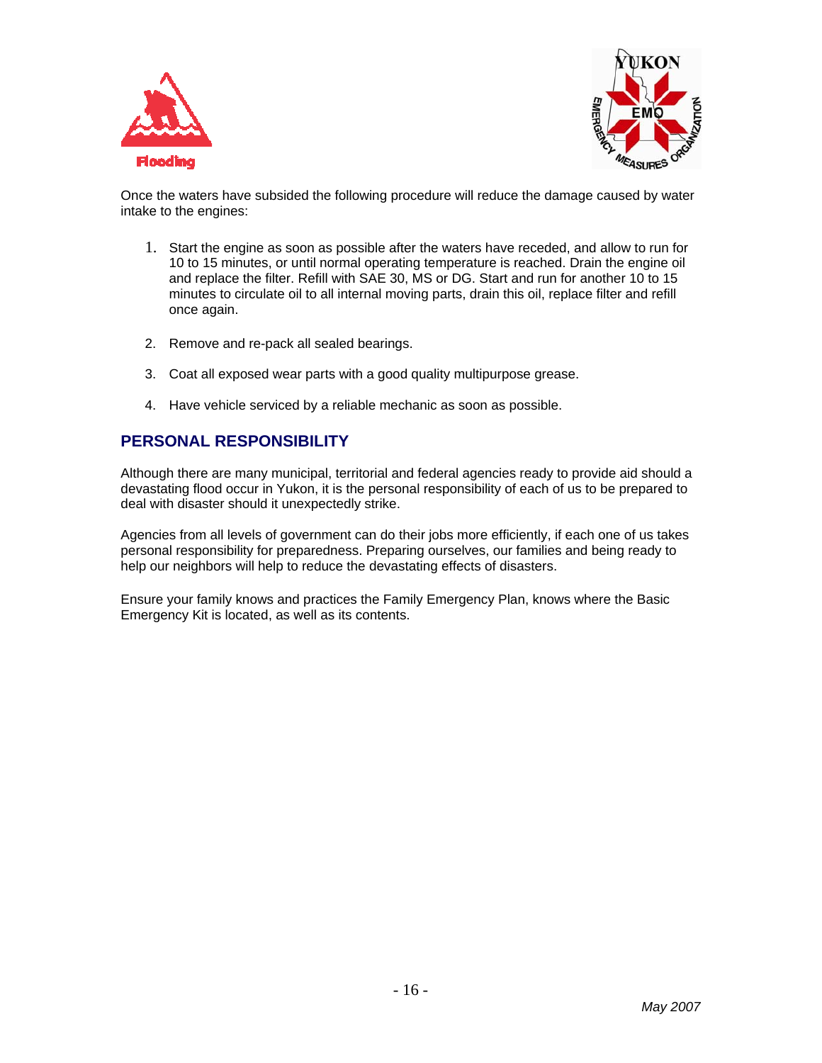Once the waters have subsided the following procedure will reduce the damage caused by water intake to the engines:

1. Start the engine as soon as possible after the waters have receded, and allow to run for 10 to 15 minutes, or until normal operating temperature is reached. Drain the engine oil and replace the filter. Refill with SAE 30, MS or DG. Start and run for another 10 to 15 minutes to circulate oil to all internal moving parts, drain this oil, replace filter and refill once again.

2. Remove and re-pack all sealed bearings.

3. Coat all exposed wear parts with a good quality multipurpose grease.

4. Have vehicle serviced by a reliable mechanic as soon as possible.

## PERSONAL RESPONSIBILITY

Although there are many municipal, territorial and federal agencies ready to provide aid should a devastating flood occur in Yukon, it is the personal responsibility of each of us to be prepared to deal with disaster should it unexpectedly strike.

Agencies from all levels of government can do their jobs more efficiently, if each one of us takes personal responsibility for preparedness. Preparing ourselves, our families and being ready to help our neighbors will help to reduce the devastating effects of disasters.

Ensure your family knows and practices the Family Emergency Plan, knows where the Basic Emergency Kit is located, as well as its contents.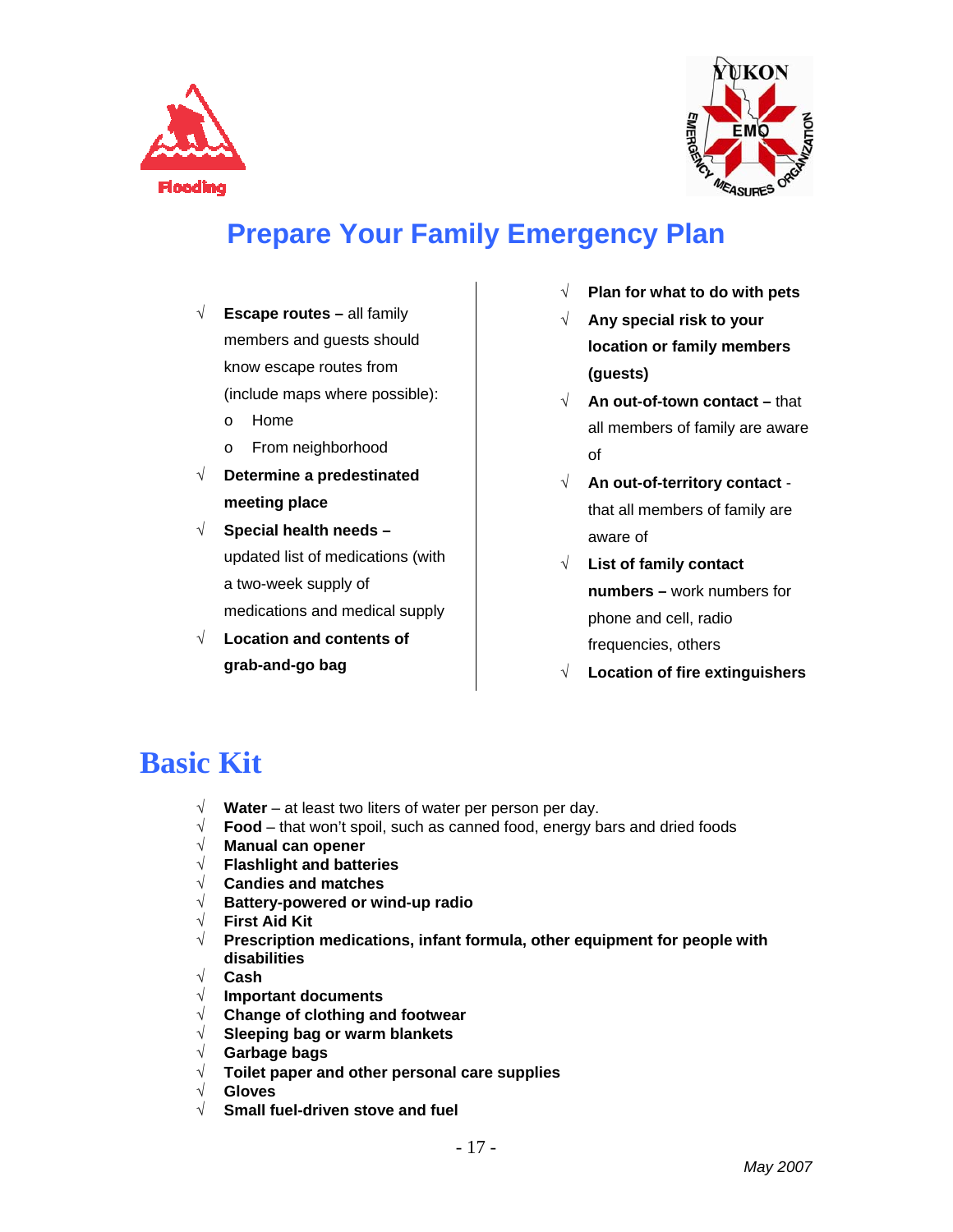Flooding

YUKON EMO EMERGENCY MEASURES ORGANIZATION

# Prepare Your Family Emergency Plan

- √ **Escape routes –** all family members and guests should know escape routes from (include maps where possible):
  - o Home
  - o From neighborhood
- √ **Determine a predestinated meeting place**
- √ **Special health needs –** updated list of medications (with a two-week supply of medications and medical supply
- √ **Location and contents of grab-and-go bag**
- √ **Plan for what to do with pets**
- √ **Any special risk to your location or family members (guests)**
- √ **An out-of-town contact –** that all members of family are aware of
- √ **An out-of-territory contact** - that all members of family are aware of
- √ **List of family contact numbers –** work numbers for phone and cell, radio frequencies, others
- √ **Location of fire extinguishers**

# Basic Kit

- √ **Water** – at least two liters of water per person per day.
- √ **Food** – that won't spoil, such as canned food, energy bars and dried foods
- √ **Manual can opener**
- √ **Flashlight and batteries**
- √ **Candies and matches**
- √ **Battery-powered or wind-up radio**
- √ **First Aid Kit**
- √ **Prescription medications, infant formula, other equipment for people with disabilities**
- √ **Cash**
- √ **Important documents**
- √ **Change of clothing and footwear**
- √ **Sleeping bag or warm blankets**
- √ **Garbage bags**
- √ **Toilet paper and other personal care supplies**
- √ **Gloves**
- √ **Small fuel-driven stove and fuel**

*May 2007*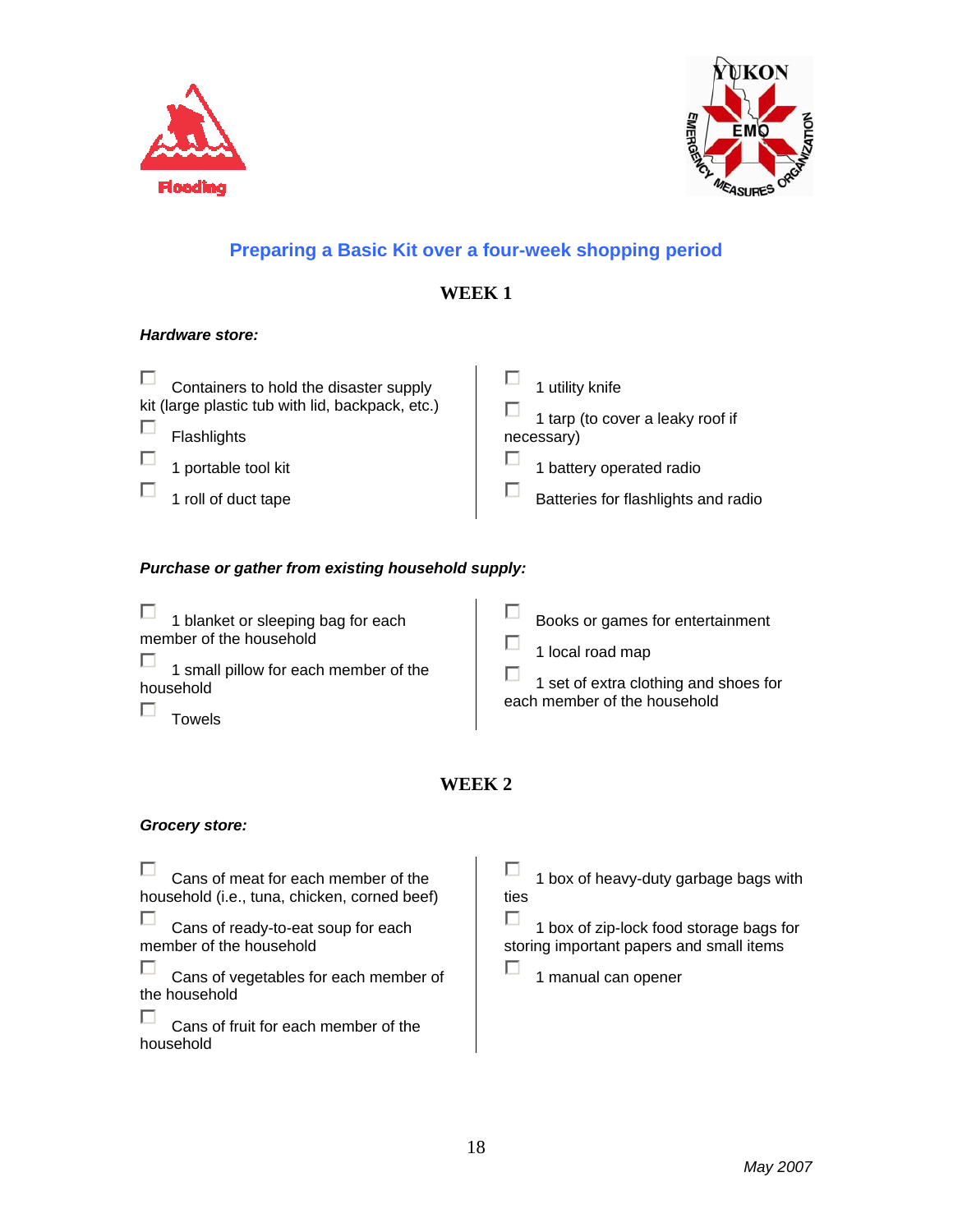## Preparing a Basic Kit over a four-week shopping period

### WEEK 1

***Hardware store:***

- ☐ Containers to hold the disaster supply kit (large plastic tub with lid, backpack, etc.)
- ☐ Flashlights
- ☐ 1 portable tool kit
- ☐ 1 roll of duct tape
- ☐ 1 utility knife
- ☐ 1 tarp (to cover a leaky roof if necessary)
- ☐ 1 battery operated radio
- ☐ Batteries for flashlights and radio

***Purchase or gather from existing household supply:***

- ☐ 1 blanket or sleeping bag for each member of the household
- ☐ 1 small pillow for each member of the household
- ☐ Towels
- ☐ Books or games for entertainment
- ☐ 1 local road map
- ☐ 1 set of extra clothing and shoes for each member of the household

### WEEK 2

***Grocery store:***

- ☐ Cans of meat for each member of the household (i.e., tuna, chicken, corned beef)
- ☐ Cans of ready-to-eat soup for each member of the household
- ☐ Cans of vegetables for each member of the household
- ☐ Cans of fruit for each member of the household
- ☐ 1 box of heavy-duty garbage bags with ties
- ☐ 1 box of zip-lock food storage bags for storing important papers and small items
- ☐ 1 manual can opener

*May 2007*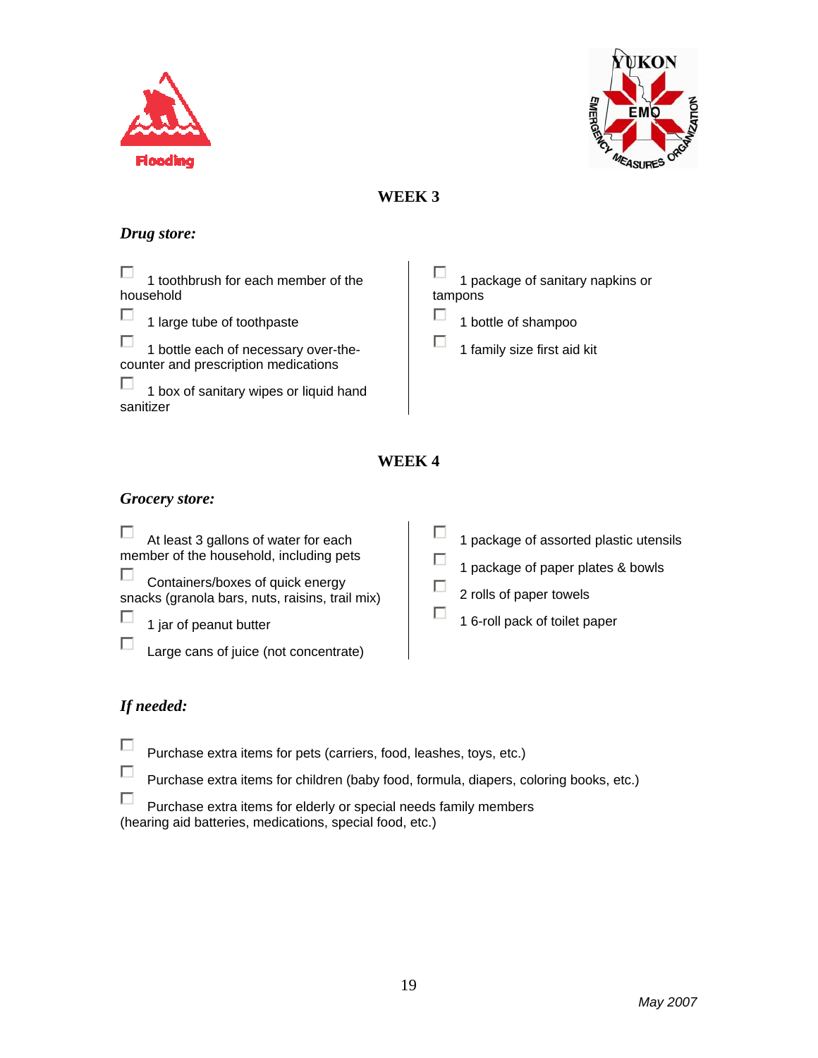## WEEK 3

***Drug store:***

- [ ] 1 toothbrush for each member of the household
- [ ] 1 large tube of toothpaste
- [ ] 1 bottle each of necessary over-the-counter and prescription medications
- [ ] 1 box of sanitary wipes or liquid hand sanitizer
- [ ] 1 package of sanitary napkins or tampons
- [ ] 1 bottle of shampoo
- [ ] 1 family size first aid kit

## WEEK 4

***Grocery store:***

- [ ] At least 3 gallons of water for each member of the household, including pets
- [ ] Containers/boxes of quick energy snacks (granola bars, nuts, raisins, trail mix)
- [ ] 1 jar of peanut butter
- [ ] Large cans of juice (not concentrate)
- [ ] 1 package of assorted plastic utensils
- [ ] 1 package of paper plates & bowls
- [ ] 2 rolls of paper towels
- [ ] 1 6-roll pack of toilet paper

***If needed:***

- [ ] Purchase extra items for pets (carriers, food, leashes, toys, etc.)
- [ ] Purchase extra items for children (baby food, formula, diapers, coloring books, etc.)
- [ ] Purchase extra items for elderly or special needs family members (hearing aid batteries, medications, special food, etc.)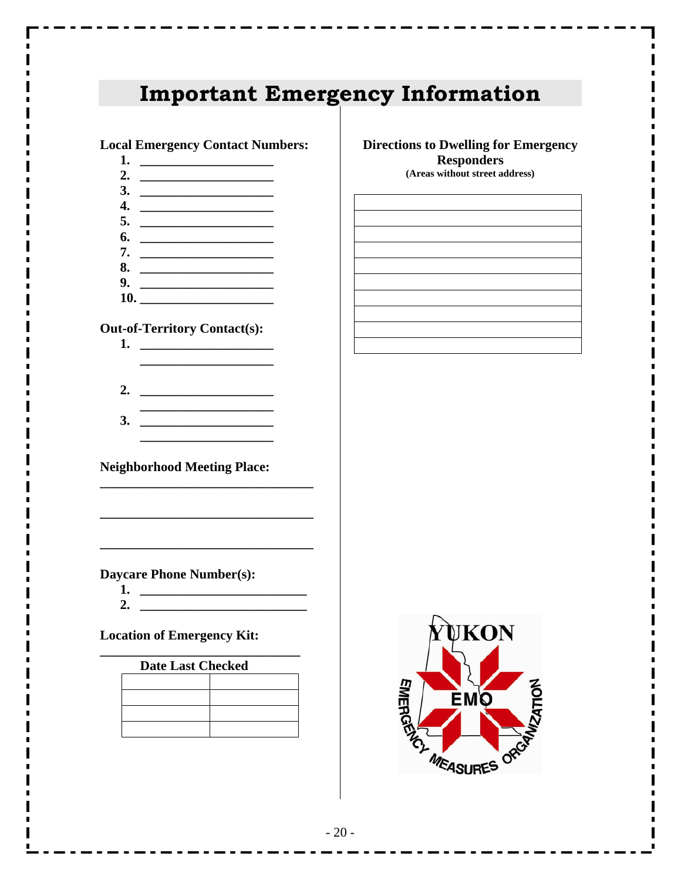# Important Emergency Information

**Local Emergency Contact Numbers:**

1. ____________________
2. ____________________
3. ____________________
4. ____________________
5. ____________________
6. ____________________
7. ____________________
8. ____________________
9. ____________________
10. ____________________

**Out-of-Territory Contact(s):**

1. ____________________
   ____________________
2. ____________________
   ____________________
3. ____________________
   ____________________

**Neighborhood Meeting Place:**

________________________________

________________________________

________________________________

**Daycare Phone Number(s):**

1. ________________________
2. ________________________

**Location of Emergency Kit:**

______________________________

**Date Last Checked**

| | |
|---|---|
| | |
| | |
| | |
| | |

**Directions to Dwelling for Emergency Responders**
**(Areas without street address)**

| |
|---|
| |
| |
| |
| |
| |
| |
| |
| |
| |
| |

YUKON EMO EMERGENCY MEASURES ORGANIZATION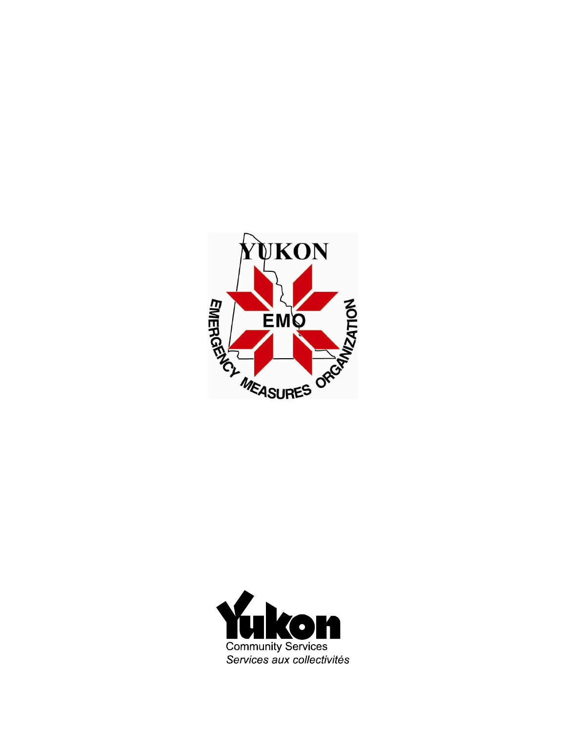YUKON

EMO

EMERGENCY MEASURES ORGANIZATION

Yukon

Community Services

*Services aux collectivités*